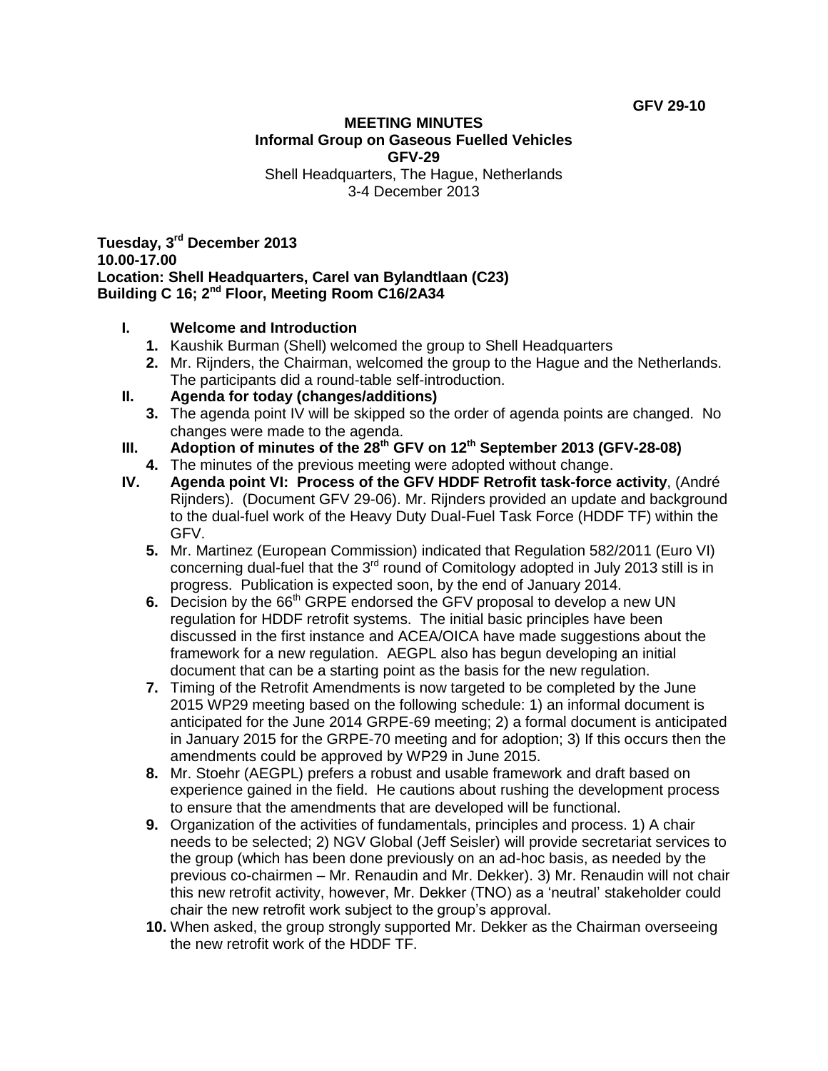GFV 29-10

**MEETING MINUTES**
**Informal Group on Gaseous Fuelled Vehicles**
**GFV-29**
Shell Headquarters, The Hague, Netherlands
3-4 December 2013

**Tuesday, 3rd December 2013**
**10.00-17.00**
**Location: Shell Headquarters, Carel van Bylandtlaan (C23)**
**Building C 16; 2nd Floor, Meeting Room C16/2A34**

**I. Welcome and Introduction**

1. Kaushik Burman (Shell) welcomed the group to Shell Headquarters
2. Mr. Rijnders, the Chairman, welcomed the group to the Hague and the Netherlands. The participants did a round-table self-introduction.

**II. Agenda for today (changes/additions)**

3. The agenda point IV will be skipped so the order of agenda points are changed. No changes were made to the agenda.

**III. Adoption of minutes of the 28th GFV on 12th September 2013 (GFV-28-08)**

4. The minutes of the previous meeting were adopted without change.

**IV. Agenda point VI: Process of the GFV HDDF Retrofit task-force activity**, (André Rijnders). (Document GFV 29-06). Mr. Rijnders provided an update and background to the dual-fuel work of the Heavy Duty Dual-Fuel Task Force (HDDF TF) within the GFV.

5. Mr. Martinez (European Commission) indicated that Regulation 582/2011 (Euro VI) concerning dual-fuel that the 3rd round of Comitology adopted in July 2013 still is in progress. Publication is expected soon, by the end of January 2014.
6. Decision by the 66th GRPE endorsed the GFV proposal to develop a new UN regulation for HDDF retrofit systems. The initial basic principles have been discussed in the first instance and ACEA/OICA have made suggestions about the framework for a new regulation. AEGPL also has begun developing an initial document that can be a starting point as the basis for the new regulation.
7. Timing of the Retrofit Amendments is now targeted to be completed by the June 2015 WP29 meeting based on the following schedule: 1) an informal document is anticipated for the June 2014 GRPE-69 meeting; 2) a formal document is anticipated in January 2015 for the GRPE-70 meeting and for adoption; 3) If this occurs then the amendments could be approved by WP29 in June 2015.
8. Mr. Stoehr (AEGPL) prefers a robust and usable framework and draft based on experience gained in the field. He cautions about rushing the development process to ensure that the amendments that are developed will be functional.
9. Organization of the activities of fundamentals, principles and process. 1) A chair needs to be selected; 2) NGV Global (Jeff Seisler) will provide secretariat services to the group (which has been done previously on an ad-hoc basis, as needed by the previous co-chairmen – Mr. Renaudin and Mr. Dekker). 3) Mr. Renaudin will not chair this new retrofit activity, however, Mr. Dekker (TNO) as a 'neutral' stakeholder could chair the new retrofit work subject to the group's approval.
10. When asked, the group strongly supported Mr. Dekker as the Chairman overseeing the new retrofit work of the HDDF TF.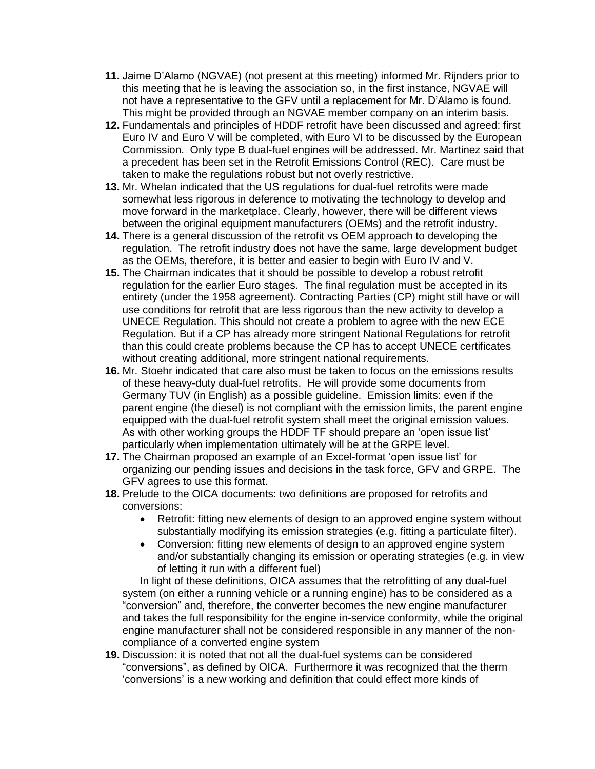11. Jaime D'Alamo (NGVAE) (not present at this meeting) informed Mr. Rijnders prior to this meeting that he is leaving the association so, in the first instance, NGVAE will not have a representative to the GFV until a replacement for Mr. D'Alamo is found. This might be provided through an NGVAE member company on an interim basis.
12. Fundamentals and principles of HDDF retrofit have been discussed and agreed: first Euro IV and Euro V will be completed, with Euro VI to be discussed by the European Commission. Only type B dual-fuel engines will be addressed. Mr. Martinez said that a precedent has been set in the Retrofit Emissions Control (REC). Care must be taken to make the regulations robust but not overly restrictive.
13. Mr. Whelan indicated that the US regulations for dual-fuel retrofits were made somewhat less rigorous in deference to motivating the technology to develop and move forward in the marketplace. Clearly, however, there will be different views between the original equipment manufacturers (OEMs) and the retrofit industry.
14. There is a general discussion of the retrofit vs OEM approach to developing the regulation. The retrofit industry does not have the same, large development budget as the OEMs, therefore, it is better and easier to begin with Euro IV and V.
15. The Chairman indicates that it should be possible to develop a robust retrofit regulation for the earlier Euro stages. The final regulation must be accepted in its entirety (under the 1958 agreement). Contracting Parties (CP) might still have or will use conditions for retrofit that are less rigorous than the new activity to develop a UNECE Regulation. This should not create a problem to agree with the new ECE Regulation. But if a CP has already more stringent National Regulations for retrofit than this could create problems because the CP has to accept UNECE certificates without creating additional, more stringent national requirements.
16. Mr. Stoehr indicated that care also must be taken to focus on the emissions results of these heavy-duty dual-fuel retrofits. He will provide some documents from Germany TUV (in English) as a possible guideline. Emission limits: even if the parent engine (the diesel) is not compliant with the emission limits, the parent engine equipped with the dual-fuel retrofit system shall meet the original emission values. As with other working groups the HDDF TF should prepare an 'open issue list' particularly when implementation ultimately will be at the GRPE level.
17. The Chairman proposed an example of an Excel-format 'open issue list' for organizing our pending issues and decisions in the task force, GFV and GRPE. The GFV agrees to use this format.
18. Prelude to the OICA documents: two definitions are proposed for retrofits and conversions:
    - Retrofit: fitting new elements of design to an approved engine system without substantially modifying its emission strategies (e.g. fitting a particulate filter).
    - Conversion: fitting new elements of design to an approved engine system and/or substantially changing its emission or operating strategies (e.g. in view of letting it run with a different fuel)

    In light of these definitions, OICA assumes that the retrofitting of any dual-fuel system (on either a running vehicle or a running engine) has to be considered as a "conversion" and, therefore, the converter becomes the new engine manufacturer and takes the full responsibility for the engine in-service conformity, while the original engine manufacturer shall not be considered responsible in any manner of the non-compliance of a converted engine system
19. Discussion: it is noted that not all the dual-fuel systems can be considered "conversions", as defined by OICA. Furthermore it was recognized that the therm 'conversions' is a new working and definition that could effect more kinds of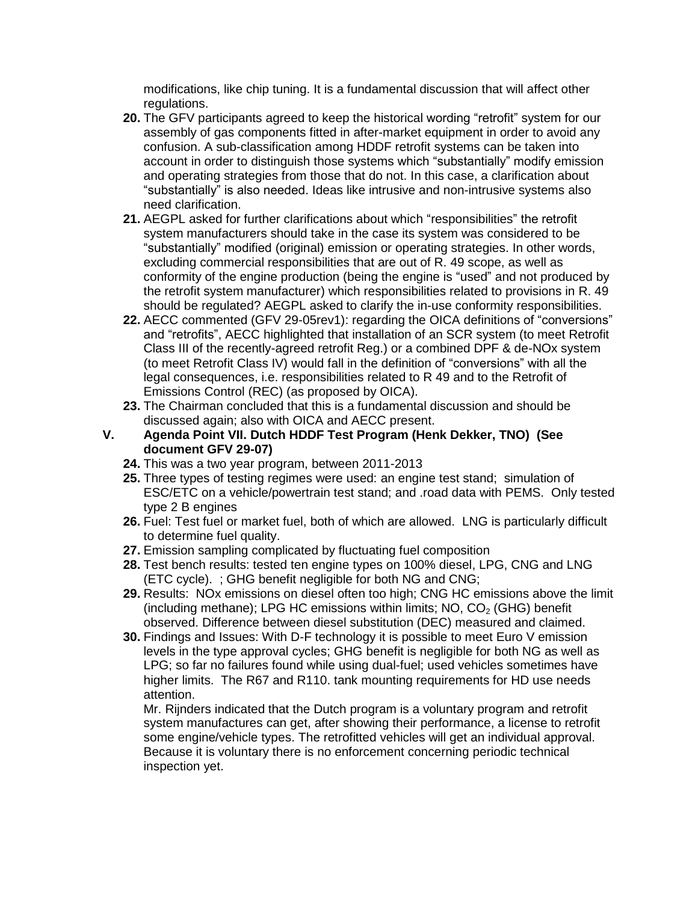modifications, like chip tuning. It is a fundamental discussion that will affect other regulations.

20. The GFV participants agreed to keep the historical wording “retrofit” system for our assembly of gas components fitted in after-market equipment in order to avoid any confusion. A sub-classification among HDDF retrofit systems can be taken into account in order to distinguish those systems which “substantially” modify emission and operating strategies from those that do not. In this case, a clarification about “substantially” is also needed. Ideas like intrusive and non-intrusive systems also need clarification.
21. AEGPL asked for further clarifications about which “responsibilities” the retrofit system manufacturers should take in the case its system was considered to be “substantially” modified (original) emission or operating strategies. In other words, excluding commercial responsibilities that are out of R. 49 scope, as well as conformity of the engine production (being the engine is “used” and not produced by the retrofit system manufacturer) which responsibilities related to provisions in R. 49 should be regulated? AEGPL asked to clarify the in-use conformity responsibilities.
22. AECC commented (GFV 29-05rev1): regarding the OICA definitions of “conversions” and “retrofits”, AECC highlighted that installation of an SCR system (to meet Retrofit Class III of the recently-agreed retrofit Reg.) or a combined DPF & de-NOx system (to meet Retrofit Class IV) would fall in the definition of “conversions” with all the legal consequences, i.e. responsibilities related to R 49 and to the Retrofit of Emissions Control (REC) (as proposed by OICA).
23. The Chairman concluded that this is a fundamental discussion and should be discussed again; also with OICA and AECC present.

## V. Agenda Point VII. Dutch HDDF Test Program (Henk Dekker, TNO) (See document GFV 29-07)

24. This was a two year program, between 2011-2013
25. Three types of testing regimes were used: an engine test stand; simulation of ESC/ETC on a vehicle/powertrain test stand; and .road data with PEMS. Only tested type 2 B engines
26. Fuel: Test fuel or market fuel, both of which are allowed. LNG is particularly difficult to determine fuel quality.
27. Emission sampling complicated by fluctuating fuel composition
28. Test bench results: tested ten engine types on 100% diesel, LPG, CNG and LNG (ETC cycle). ; GHG benefit negligible for both NG and CNG;
29. Results: NOx emissions on diesel often too high; CNG HC emissions above the limit (including methane); LPG HC emissions within limits; NO, $CO_2$ (GHG) benefit observed. Difference between diesel substitution (DEC) measured and claimed.
30. Findings and Issues: With D-F technology it is possible to meet Euro V emission levels in the type approval cycles; GHG benefit is negligible for both NG as well as LPG; so far no failures found while using dual-fuel; used vehicles sometimes have higher limits. The R67 and R110. tank mounting requirements for HD use needs attention.

    Mr. Rijnders indicated that the Dutch program is a voluntary program and retrofit system manufactures can get, after showing their performance, a license to retrofit some engine/vehicle types. The retrofitted vehicles will get an individual approval. Because it is voluntary there is no enforcement concerning periodic technical inspection yet.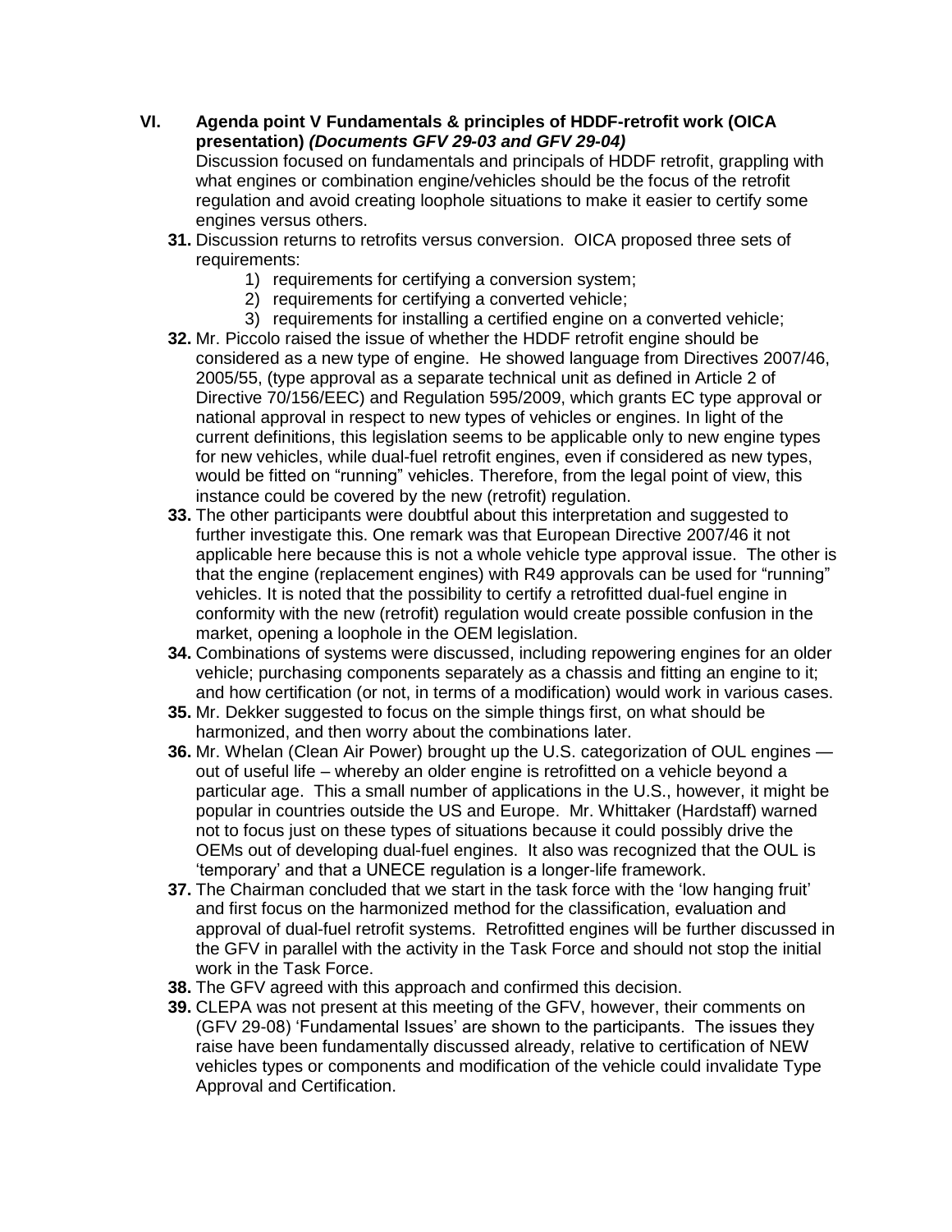**VI. Agenda point V Fundamentals & principles of HDDF-retrofit work (OICA presentation) *(Documents GFV 29-03 and GFV 29-04)***

Discussion focused on fundamentals and principals of HDDF retrofit, grappling with what engines or combination engine/vehicles should be the focus of the retrofit regulation and avoid creating loophole situations to make it easier to certify some engines versus others.

**31.** Discussion returns to retrofits versus conversion. OICA proposed three sets of requirements:

1) requirements for certifying a conversion system;
2) requirements for certifying a converted vehicle;
3) requirements for installing a certified engine on a converted vehicle;

**32.** Mr. Piccolo raised the issue of whether the HDDF retrofit engine should be considered as a new type of engine. He showed language from Directives 2007/46, 2005/55, (type approval as a separate technical unit as defined in Article 2 of Directive 70/156/EEC) and Regulation 595/2009, which grants EC type approval or national approval in respect to new types of vehicles or engines. In light of the current definitions, this legislation seems to be applicable only to new engine types for new vehicles, while dual-fuel retrofit engines, even if considered as new types, would be fitted on “running” vehicles. Therefore, from the legal point of view, this instance could be covered by the new (retrofit) regulation.

**33.** The other participants were doubtful about this interpretation and suggested to further investigate this. One remark was that European Directive 2007/46 it not applicable here because this is not a whole vehicle type approval issue. The other is that the engine (replacement engines) with R49 approvals can be used for “running” vehicles. It is noted that the possibility to certify a retrofitted dual-fuel engine in conformity with the new (retrofit) regulation would create possible confusion in the market, opening a loophole in the OEM legislation.

**34.** Combinations of systems were discussed, including repowering engines for an older vehicle; purchasing components separately as a chassis and fitting an engine to it; and how certification (or not, in terms of a modification) would work in various cases.

**35.** Mr. Dekker suggested to focus on the simple things first, on what should be harmonized, and then worry about the combinations later.

**36.** Mr. Whelan (Clean Air Power) brought up the U.S. categorization of OUL engines — out of useful life – whereby an older engine is retrofitted on a vehicle beyond a particular age. This a small number of applications in the U.S., however, it might be popular in countries outside the US and Europe. Mr. Whittaker (Hardstaff) warned not to focus just on these types of situations because it could possibly drive the OEMs out of developing dual-fuel engines. It also was recognized that the OUL is ‘temporary’ and that a UNECE regulation is a longer-life framework.

**37.** The Chairman concluded that we start in the task force with the ‘low hanging fruit’ and first focus on the harmonized method for the classification, evaluation and approval of dual-fuel retrofit systems. Retrofitted engines will be further discussed in the GFV in parallel with the activity in the Task Force and should not stop the initial work in the Task Force.

**38.** The GFV agreed with this approach and confirmed this decision.

**39.** CLEPA was not present at this meeting of the GFV, however, their comments on (GFV 29-08) ‘Fundamental Issues’ are shown to the participants. The issues they raise have been fundamentally discussed already, relative to certification of NEW vehicles types or components and modification of the vehicle could invalidate Type Approval and Certification.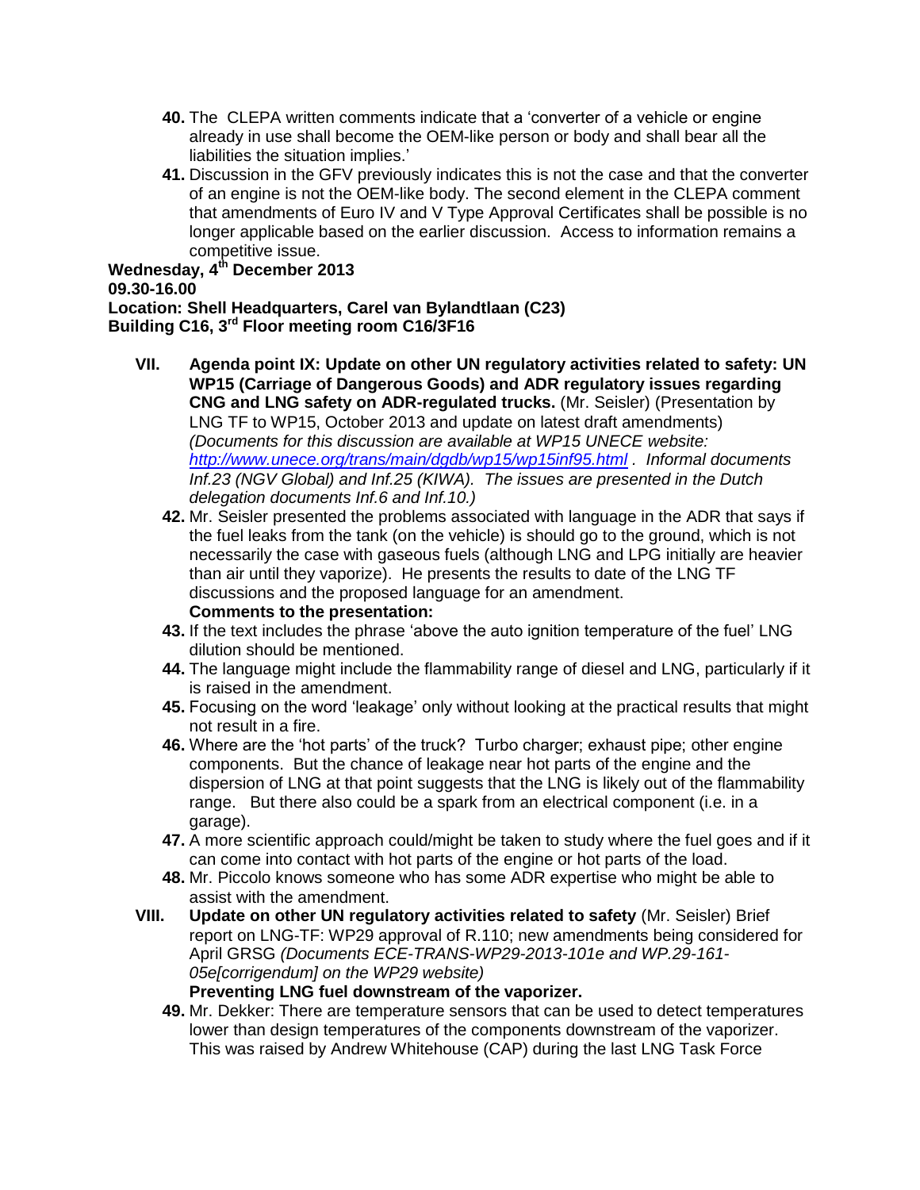40. The CLEPA written comments indicate that a 'converter of a vehicle or engine already in use shall become the OEM-like person or body and shall bear all the liabilities the situation implies.'
41. Discussion in the GFV previously indicates this is not the case and that the converter of an engine is not the OEM-like body. The second element in the CLEPA comment that amendments of Euro IV and V Type Approval Certificates shall be possible is no longer applicable based on the earlier discussion. Access to information remains a competitive issue.

**Wednesday, 4th December 2013**
**09.30-16.00**
**Location: Shell Headquarters, Carel van Bylandtlaan (C23)**
**Building C16, 3rd Floor meeting room C16/3F16**

**VII. Agenda point IX: Update on other UN regulatory activities related to safety: UN WP15 (Carriage of Dangerous Goods) and ADR regulatory issues regarding CNG and LNG safety on ADR-regulated trucks.** (Mr. Seisler) (Presentation by LNG TF to WP15, October 2013 and update on latest draft amendments) *(Documents for this discussion are available at WP15 UNECE website: http://www.unece.org/trans/main/dgdb/wp15/wp15inf95.html . Informal documents Inf.23 (NGV Global) and Inf.25 (KIWA). The issues are presented in the Dutch delegation documents Inf.6 and Inf.10.)*

42. Mr. Seisler presented the problems associated with language in the ADR that says if the fuel leaks from the tank (on the vehicle) is should go to the ground, which is not necessarily the case with gaseous fuels (although LNG and LPG initially are heavier than air until they vaporize). He presents the results to date of the LNG TF discussions and the proposed language for an amendment.
    **Comments to the presentation:**
43. If the text includes the phrase 'above the auto ignition temperature of the fuel' LNG dilution should be mentioned.
44. The language might include the flammability range of diesel and LNG, particularly if it is raised in the amendment.
45. Focusing on the word 'leakage' only without looking at the practical results that might not result in a fire.
46. Where are the 'hot parts' of the truck? Turbo charger; exhaust pipe; other engine components. But the chance of leakage near hot parts of the engine and the dispersion of LNG at that point suggests that the LNG is likely out of the flammability range. But there also could be a spark from an electrical component (i.e. in a garage).
47. A more scientific approach could/might be taken to study where the fuel goes and if it can come into contact with hot parts of the engine or hot parts of the load.
48. Mr. Piccolo knows someone who has some ADR expertise who might be able to assist with the amendment.

**VIII. Update on other UN regulatory activities related to safety** (Mr. Seisler) Brief report on LNG-TF: WP29 approval of R.110; new amendments being considered for April GRSG *(Documents ECE-TRANS-WP29-2013-101e and WP.29-161-05e[corrigendum] on the WP29 website)*
**Preventing LNG fuel downstream of the vaporizer.**

49. Mr. Dekker: There are temperature sensors that can be used to detect temperatures lower than design temperatures of the components downstream of the vaporizer. This was raised by Andrew Whitehouse (CAP) during the last LNG Task Force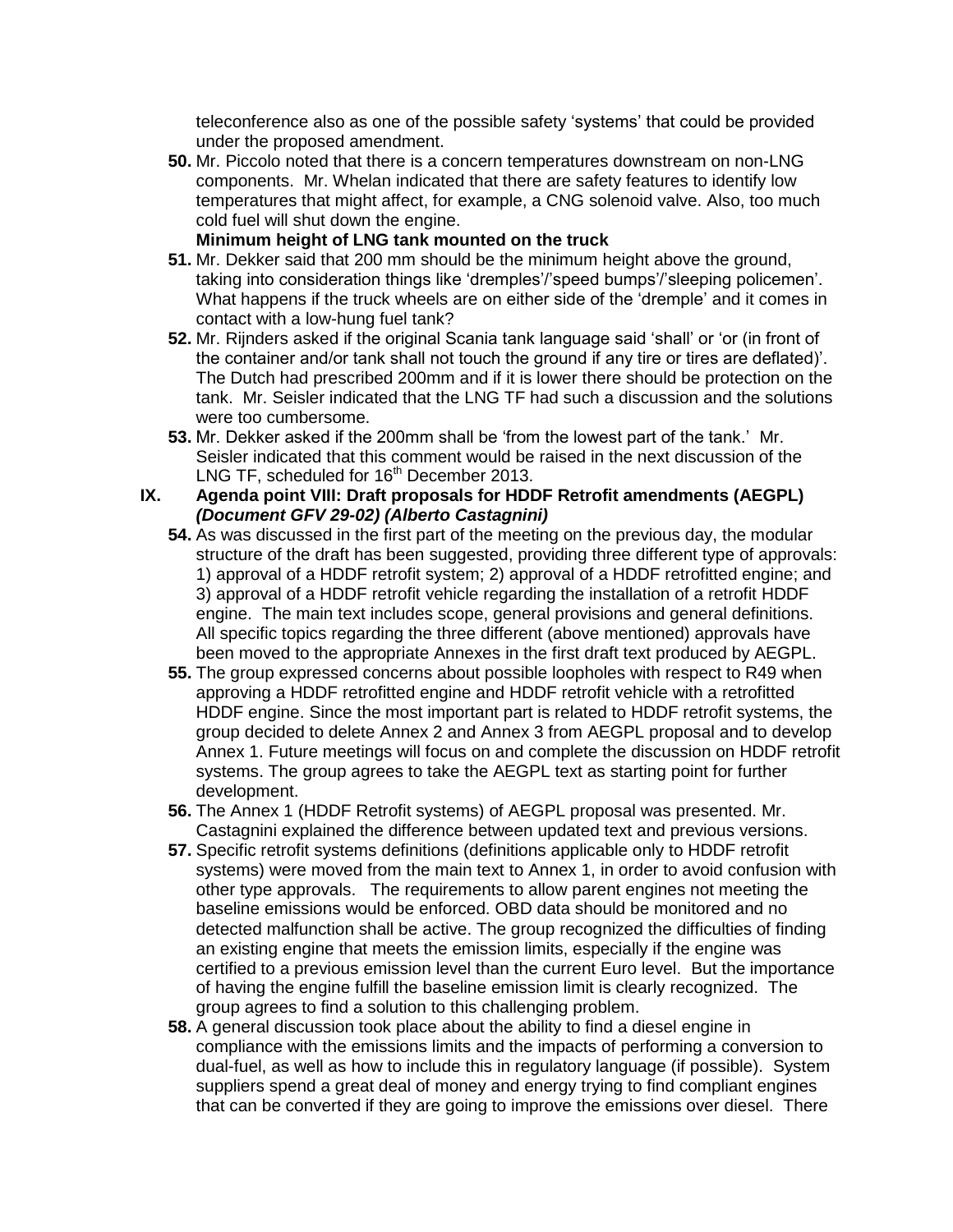teleconference also as one of the possible safety 'systems' that could be provided under the proposed amendment.

**50.** Mr. Piccolo noted that there is a concern temperatures downstream on non-LNG components. Mr. Whelan indicated that there are safety features to identify low temperatures that might affect, for example, a CNG solenoid valve. Also, too much cold fuel will shut down the engine.

**Minimum height of LNG tank mounted on the truck**

**51.** Mr. Dekker said that 200 mm should be the minimum height above the ground, taking into consideration things like 'dremples'/'speed bumps'/'sleeping policemen'. What happens if the truck wheels are on either side of the 'dremple' and it comes in contact with a low-hung fuel tank?

**52.** Mr. Rijnders asked if the original Scania tank language said 'shall' or 'or (in front of the container and/or tank shall not touch the ground if any tire or tires are deflated)'. The Dutch had prescribed 200mm and if it is lower there should be protection on the tank. Mr. Seisler indicated that the LNG TF had such a discussion and the solutions were too cumbersome.

**53.** Mr. Dekker asked if the 200mm shall be 'from the lowest part of the tank.' Mr. Seisler indicated that this comment would be raised in the next discussion of the LNG TF, scheduled for 16th December 2013.

## IX. Agenda point VIII: Draft proposals for HDDF Retrofit amendments (AEGPL) *(Document GFV 29-02) (Alberto Castagnini)*

**54.** As was discussed in the first part of the meeting on the previous day, the modular structure of the draft has been suggested, providing three different type of approvals: 1) approval of a HDDF retrofit system; 2) approval of a HDDF retrofitted engine; and 3) approval of a HDDF retrofit vehicle regarding the installation of a retrofit HDDF engine. The main text includes scope, general provisions and general definitions. All specific topics regarding the three different (above mentioned) approvals have been moved to the appropriate Annexes in the first draft text produced by AEGPL.

**55.** The group expressed concerns about possible loopholes with respect to R49 when approving a HDDF retrofitted engine and HDDF retrofit vehicle with a retrofitted HDDF engine. Since the most important part is related to HDDF retrofit systems, the group decided to delete Annex 2 and Annex 3 from AEGPL proposal and to develop Annex 1. Future meetings will focus on and complete the discussion on HDDF retrofit systems. The group agrees to take the AEGPL text as starting point for further development.

**56.** The Annex 1 (HDDF Retrofit systems) of AEGPL proposal was presented. Mr. Castagnini explained the difference between updated text and previous versions.

**57.** Specific retrofit systems definitions (definitions applicable only to HDDF retrofit systems) were moved from the main text to Annex 1, in order to avoid confusion with other type approvals. The requirements to allow parent engines not meeting the baseline emissions would be enforced. OBD data should be monitored and no detected malfunction shall be active. The group recognized the difficulties of finding an existing engine that meets the emission limits, especially if the engine was certified to a previous emission level than the current Euro level. But the importance of having the engine fulfill the baseline emission limit is clearly recognized. The group agrees to find a solution to this challenging problem.

**58.** A general discussion took place about the ability to find a diesel engine in compliance with the emissions limits and the impacts of performing a conversion to dual-fuel, as well as how to include this in regulatory language (if possible). System suppliers spend a great deal of money and energy trying to find compliant engines that can be converted if they are going to improve the emissions over diesel. There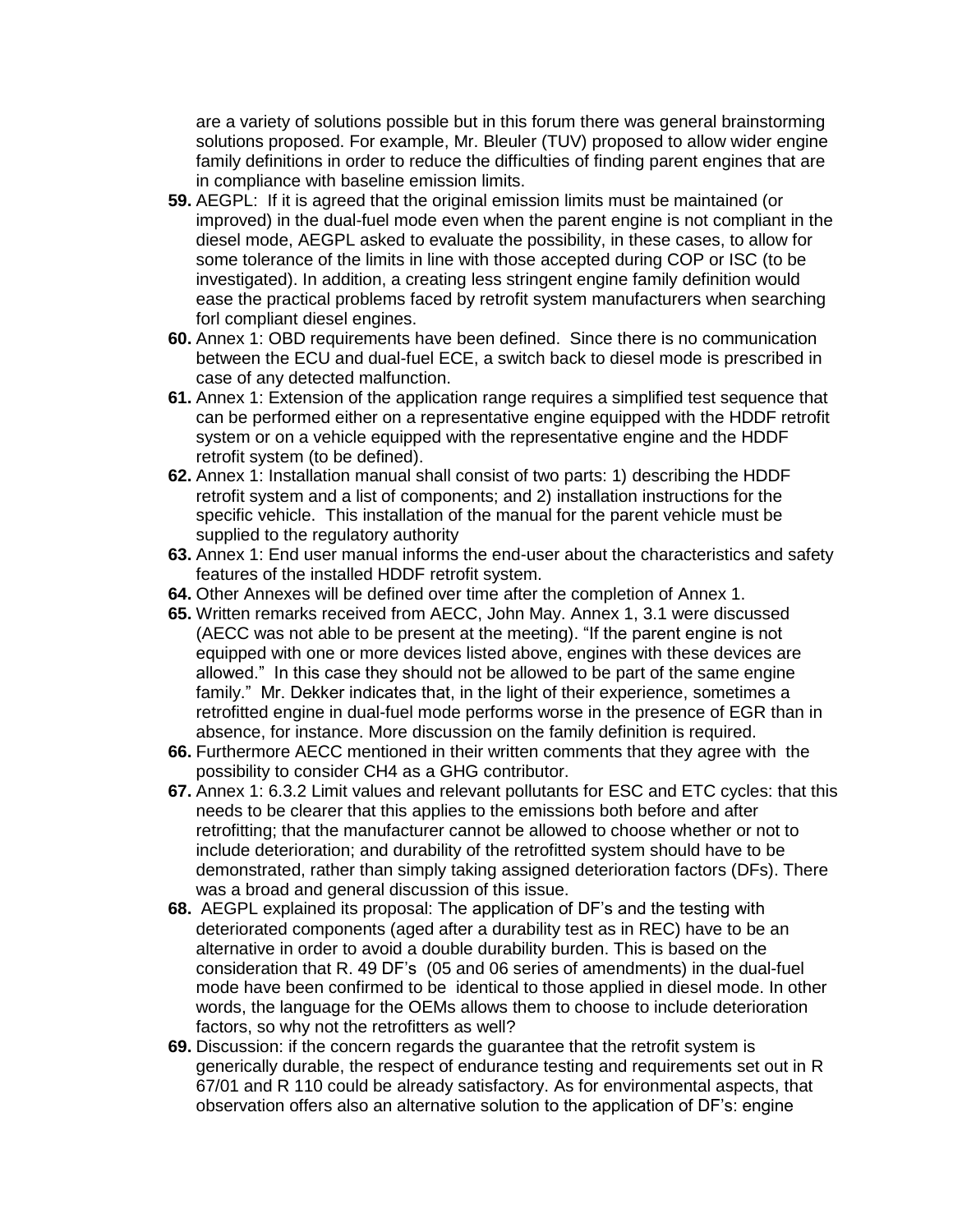are a variety of solutions possible but in this forum there was general brainstorming solutions proposed. For example, Mr. Bleuler (TUV) proposed to allow wider engine family definitions in order to reduce the difficulties of finding parent engines that are in compliance with baseline emission limits.

59. AEGPL: If it is agreed that the original emission limits must be maintained (or improved) in the dual-fuel mode even when the parent engine is not compliant in the diesel mode, AEGPL asked to evaluate the possibility, in these cases, to allow for some tolerance of the limits in line with those accepted during COP or ISC (to be investigated). In addition, a creating less stringent engine family definition would ease the practical problems faced by retrofit system manufacturers when searching forl compliant diesel engines.
60. Annex 1: OBD requirements have been defined. Since there is no communication between the ECU and dual-fuel ECE, a switch back to diesel mode is prescribed in case of any detected malfunction.
61. Annex 1: Extension of the application range requires a simplified test sequence that can be performed either on a representative engine equipped with the HDDF retrofit system or on a vehicle equipped with the representative engine and the HDDF retrofit system (to be defined).
62. Annex 1: Installation manual shall consist of two parts: 1) describing the HDDF retrofit system and a list of components; and 2) installation instructions for the specific vehicle. This installation of the manual for the parent vehicle must be supplied to the regulatory authority
63. Annex 1: End user manual informs the end-user about the characteristics and safety features of the installed HDDF retrofit system.
64. Other Annexes will be defined over time after the completion of Annex 1.
65. Written remarks received from AECC, John May. Annex 1, 3.1 were discussed (AECC was not able to be present at the meeting). "If the parent engine is not equipped with one or more devices listed above, engines with these devices are allowed." In this case they should not be allowed to be part of the same engine family." Mr. Dekker indicates that, in the light of their experience, sometimes a retrofitted engine in dual-fuel mode performs worse in the presence of EGR than in absence, for instance. More discussion on the family definition is required.
66. Furthermore AECC mentioned in their written comments that they agree with the possibility to consider $CH_4$ as a GHG contributor.
67. Annex 1: 6.3.2 Limit values and relevant pollutants for ESC and ETC cycles: that this needs to be clearer that this applies to the emissions both before and after retrofitting; that the manufacturer cannot be allowed to choose whether or not to include deterioration; and durability of the retrofitted system should have to be demonstrated, rather than simply taking assigned deterioration factors (DFs). There was a broad and general discussion of this issue.
68. AEGPL explained its proposal: The application of DF's and the testing with deteriorated components (aged after a durability test as in REC) have to be an alternative in order to avoid a double durability burden. This is based on the consideration that R. 49 DF's (05 and 06 series of amendments) in the dual-fuel mode have been confirmed to be identical to those applied in diesel mode. In other words, the language for the OEMs allows them to choose to include deterioration factors, so why not the retrofitters as well?
69. Discussion: if the concern regards the guarantee that the retrofit system is generically durable, the respect of endurance testing and requirements set out in R 67/01 and R 110 could be already satisfactory. As for environmental aspects, that observation offers also an alternative solution to the application of DF's: engine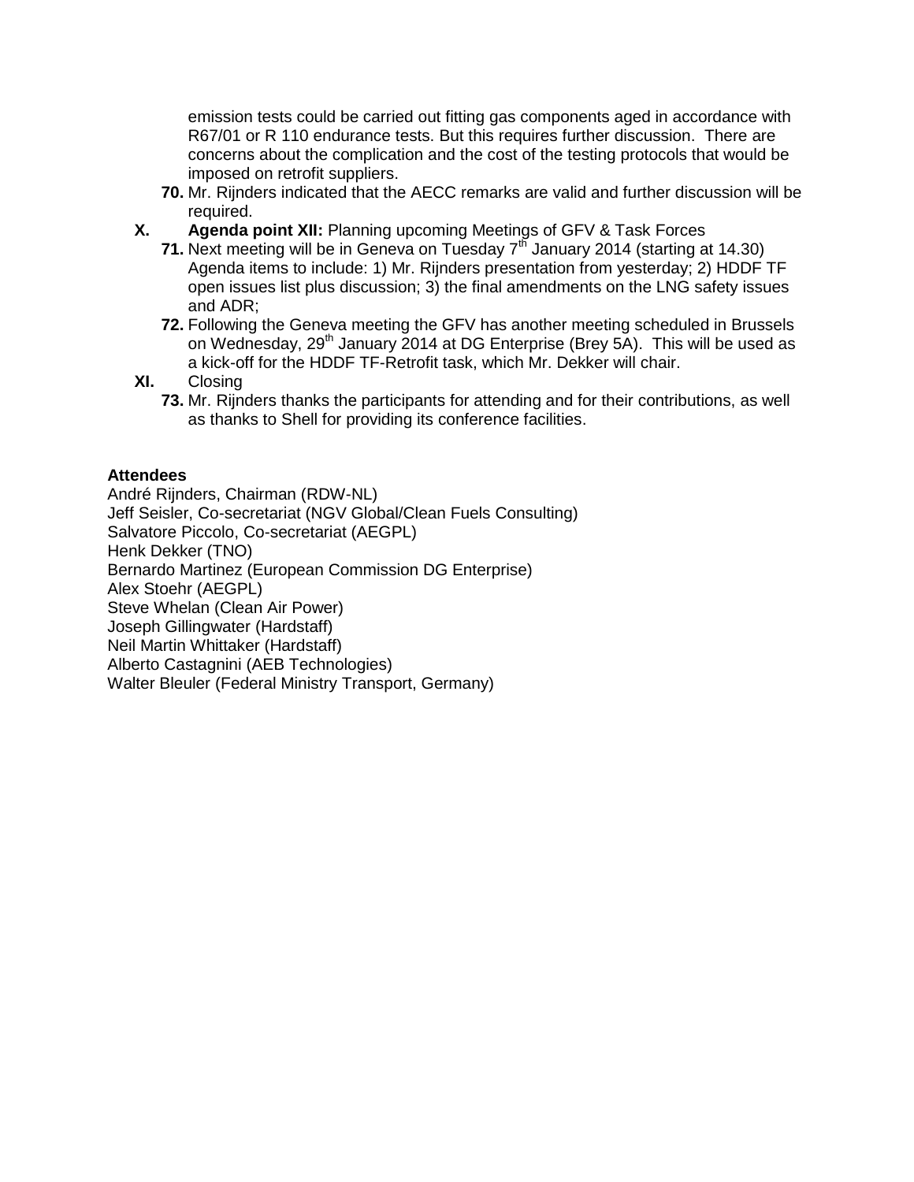emission tests could be carried out fitting gas components aged in accordance with R67/01 or R 110 endurance tests. But this requires further discussion. There are concerns about the complication and the cost of the testing protocols that would be imposed on retrofit suppliers.

**70.** Mr. Rijnders indicated that the AECC remarks are valid and further discussion will be required.

**X. Agenda point XII:** Planning upcoming Meetings of GFV & Task Forces

**71.** Next meeting will be in Geneva on Tuesday 7th January 2014 (starting at 14.30) Agenda items to include: 1) Mr. Rijnders presentation from yesterday; 2) HDDF TF open issues list plus discussion; 3) the final amendments on the LNG safety issues and ADR;

**72.** Following the Geneva meeting the GFV has another meeting scheduled in Brussels on Wednesday, 29th January 2014 at DG Enterprise (Brey 5A). This will be used as a kick-off for the HDDF TF-Retrofit task, which Mr. Dekker will chair.

**XI.** Closing

**73.** Mr. Rijnders thanks the participants for attending and for their contributions, as well as thanks to Shell for providing its conference facilities.

**Attendees**

André Rijnders, Chairman (RDW-NL)
Jeff Seisler, Co-secretariat (NGV Global/Clean Fuels Consulting)
Salvatore Piccolo, Co-secretariat (AEGPL)
Henk Dekker (TNO)
Bernardo Martinez (European Commission DG Enterprise)
Alex Stoehr (AEGPL)
Steve Whelan (Clean Air Power)
Joseph Gillingwater (Hardstaff)
Neil Martin Whittaker (Hardstaff)
Alberto Castagnini (AEB Technologies)
Walter Bleuler (Federal Ministry Transport, Germany)